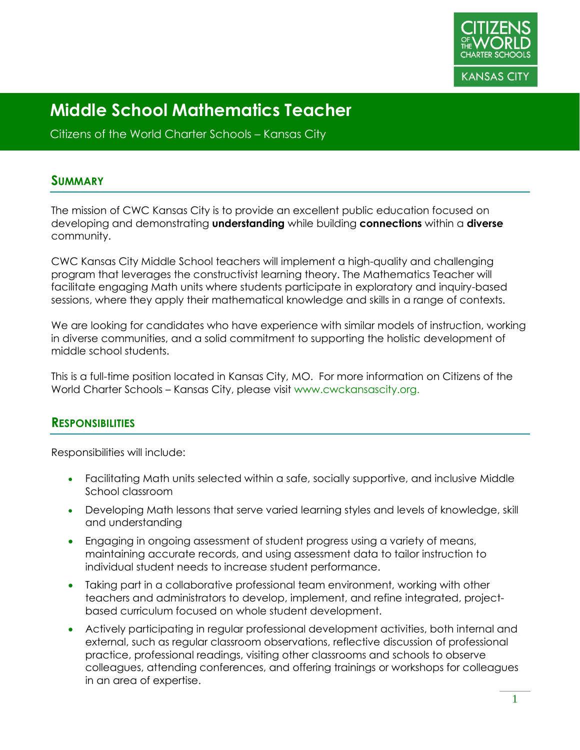# Middle School Mathematics Teacher

Citizens of the World Charter Schools – Kansas City

## Summary

The mission of CWC Kansas City is to provide an excellent public education focused on developing and demonstrating **understanding** while building **connections** within a **diverse** community.

CWC Kansas City Middle School teachers will implement a high-quality and challenging program that leverages the constructivist learning theory. The Mathematics Teacher will facilitate engaging Math units where students participate in exploratory and inquiry-based sessions, where they apply their mathematical knowledge and skills in a range of contexts.

We are looking for candidates who have experience with similar models of instruction, working in diverse communities, and a solid commitment to supporting the holistic development of middle school students.

This is a full-time position located in Kansas City, MO. For more information on Citizens of the World Charter Schools – Kansas City, please visit www.cwckansascity.org.

## Responsibilities

Responsibilities will include:

- Facilitating Math units selected within a safe, socially supportive, and inclusive Middle School classroom
- Developing Math lessons that serve varied learning styles and levels of knowledge, skill and understanding
- Engaging in ongoing assessment of student progress using a variety of means, maintaining accurate records, and using assessment data to tailor instruction to individual student needs to increase student performance.
- Taking part in a collaborative professional team environment, working with other teachers and administrators to develop, implement, and refine integrated, project-based curriculum focused on whole student development.
- Actively participating in regular professional development activities, both internal and external, such as regular classroom observations, reflective discussion of professional practice, professional readings, visiting other classrooms and schools to observe colleagues, attending conferences, and offering trainings or workshops for colleagues in an area of expertise.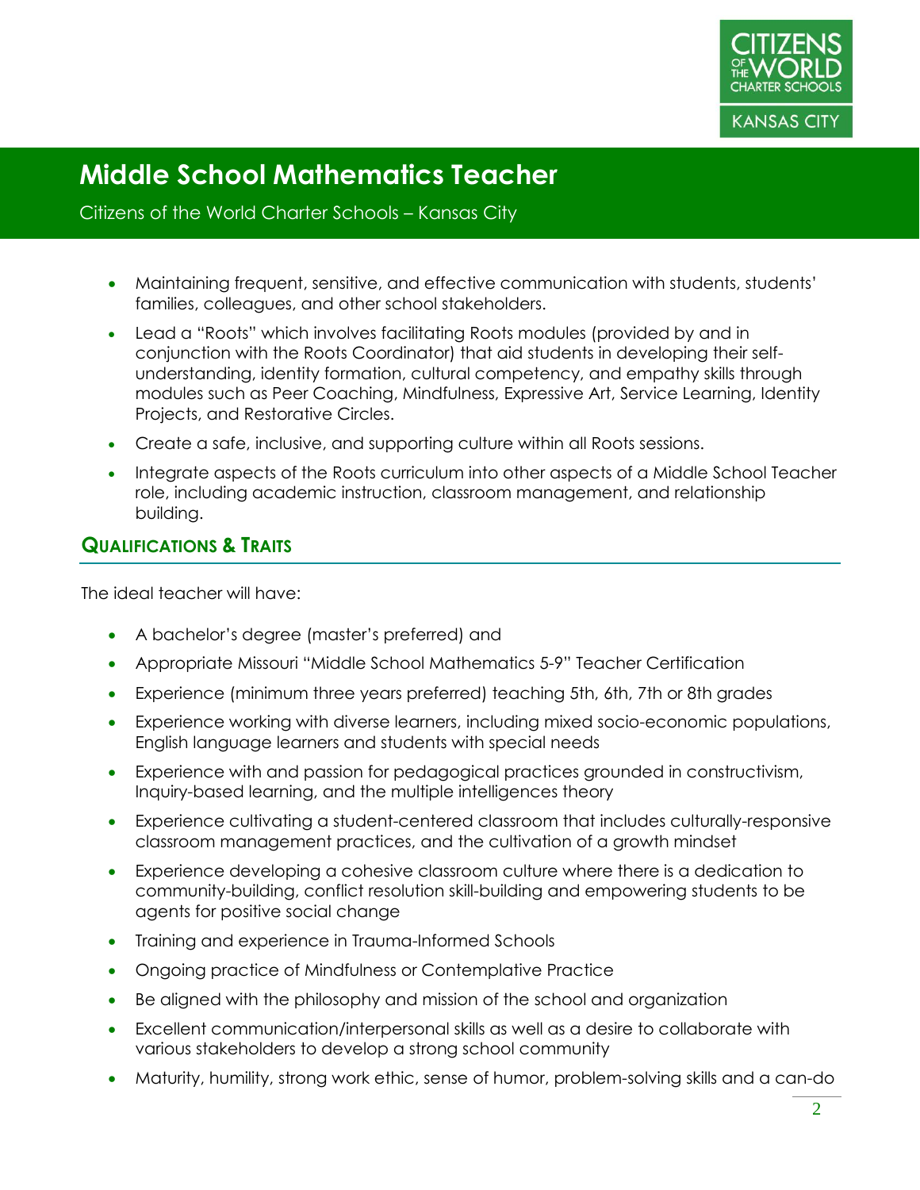# Middle School Mathematics Teacher

Citizens of the World Charter Schools – Kansas City

- Maintaining frequent, sensitive, and effective communication with students, students' families, colleagues, and other school stakeholders.
- Lead a "Roots" which involves facilitating Roots modules (provided by and in conjunction with the Roots Coordinator) that aid students in developing their self-understanding, identity formation, cultural competency, and empathy skills through modules such as Peer Coaching, Mindfulness, Expressive Art, Service Learning, Identity Projects, and Restorative Circles.
- Create a safe, inclusive, and supporting culture within all Roots sessions.
- Integrate aspects of the Roots curriculum into other aspects of a Middle School Teacher role, including academic instruction, classroom management, and relationship building.

## Qualifications & Traits

The ideal teacher will have:

- A bachelor's degree (master's preferred) and
- Appropriate Missouri "Middle School Mathematics 5-9" Teacher Certification
- Experience (minimum three years preferred) teaching 5th, 6th, 7th or 8th grades
- Experience working with diverse learners, including mixed socio-economic populations, English language learners and students with special needs
- Experience with and passion for pedagogical practices grounded in constructivism, Inquiry-based learning, and the multiple intelligences theory
- Experience cultivating a student-centered classroom that includes culturally-responsive classroom management practices, and the cultivation of a growth mindset
- Experience developing a cohesive classroom culture where there is a dedication to community-building, conflict resolution skill-building and empowering students to be agents for positive social change
- Training and experience in Trauma-Informed Schools
- Ongoing practice of Mindfulness or Contemplative Practice
- Be aligned with the philosophy and mission of the school and organization
- Excellent communication/interpersonal skills as well as a desire to collaborate with various stakeholders to develop a strong school community
- Maturity, humility, strong work ethic, sense of humor, problem-solving skills and a can-do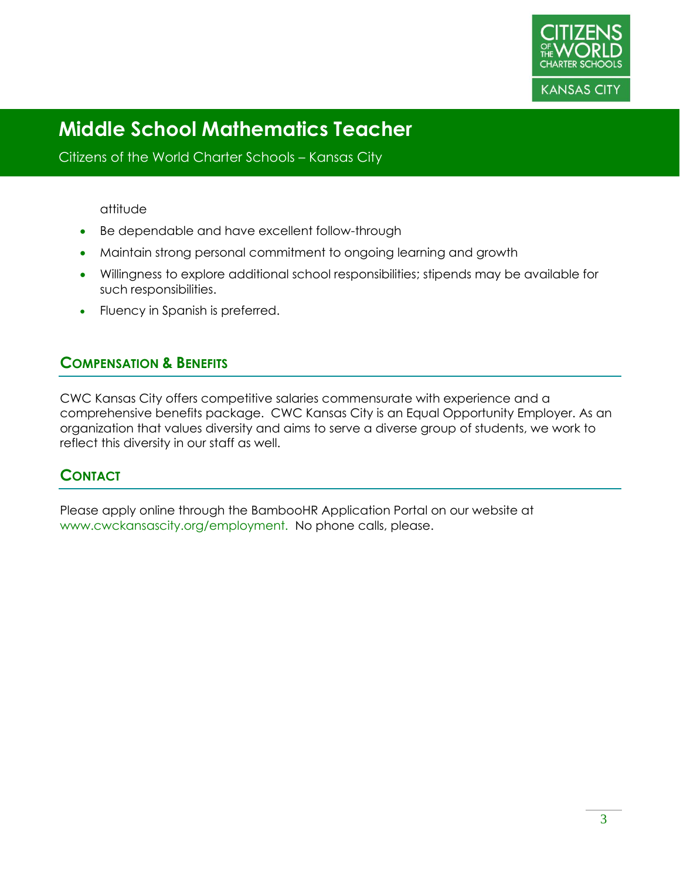attitude

- Be dependable and have excellent follow-through
- Maintain strong personal commitment to ongoing learning and growth
- Willingness to explore additional school responsibilities; stipends may be available for such responsibilities.
- Fluency in Spanish is preferred.

## Compensation & Benefits

CWC Kansas City offers competitive salaries commensurate with experience and a comprehensive benefits package. CWC Kansas City is an Equal Opportunity Employer. As an organization that values diversity and aims to serve a diverse group of students, we work to reflect this diversity in our staff as well.

## Contact

Please apply online through the BambooHR Application Portal on our website at www.cwckansascity.org/employment. No phone calls, please.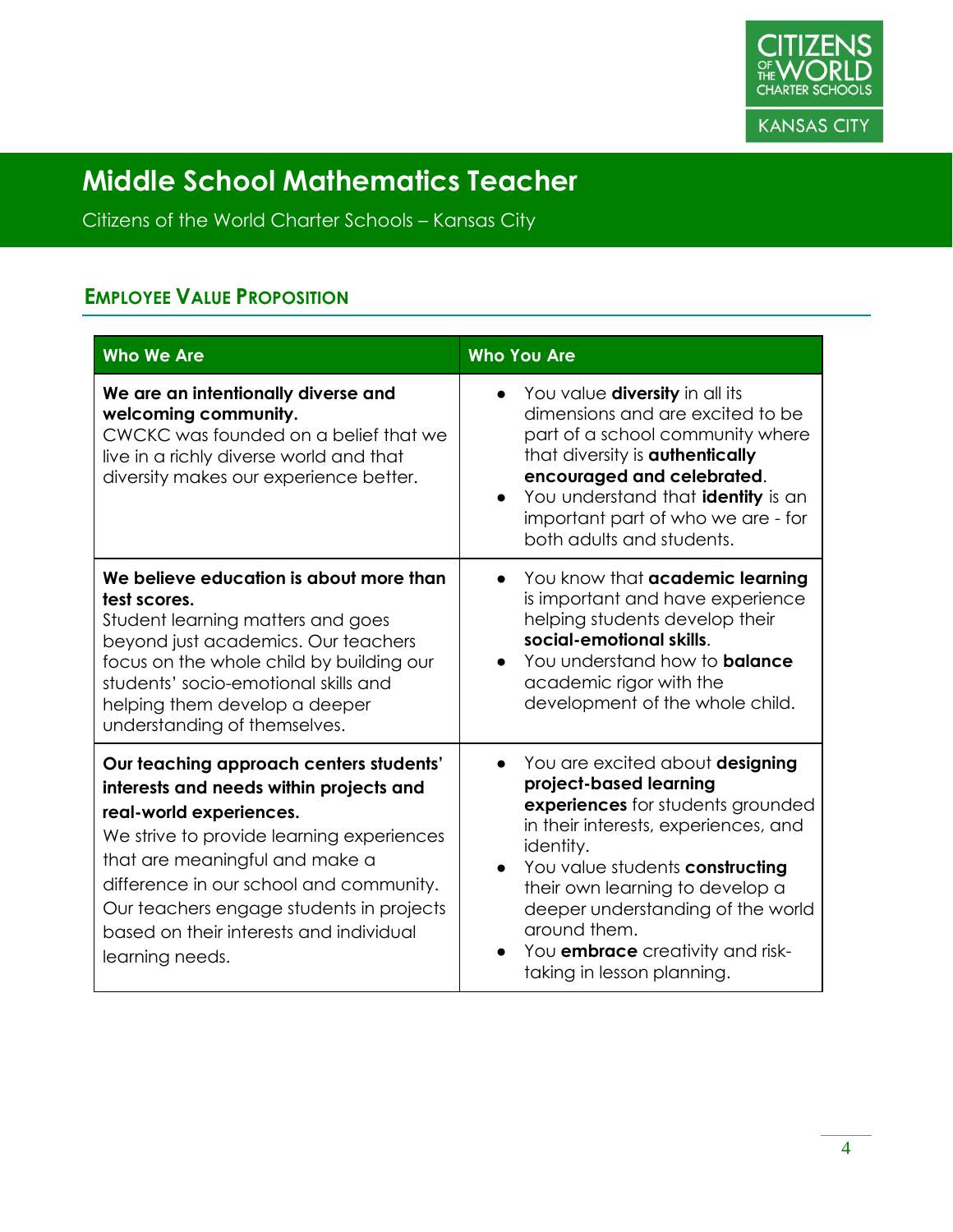# Middle School Mathematics Teacher

Citizens of the World Charter Schools – Kansas City

## Employee Value Proposition

| Who We Are | Who You Are |
|---|---|
| **We are an intentionally diverse and welcoming community.** CWCKC was founded on a belief that we live in a richly diverse world and that diversity makes our experience better. | • You value **diversity** in all its dimensions and are excited to be part of a school community where that diversity is **authentically encouraged and celebrated**. • You understand that **identity** is an important part of who we are - for both adults and students. |
| **We believe education is about more than test scores.** Student learning matters and goes beyond just academics. Our teachers focus on the whole child by building our students' socio-emotional skills and helping them develop a deeper understanding of themselves. | • You know that **academic learning** is important and have experience helping students develop their **social-emotional skills**. • You understand how to **balance** academic rigor with the development of the whole child. |
| **Our teaching approach centers students' interests and needs within projects and real-world experiences.** We strive to provide learning experiences that are meaningful and make a difference in our school and community. Our teachers engage students in projects based on their interests and individual learning needs. | • You are excited about **designing project-based learning experiences** for students grounded in their interests, experiences, and identity. • You value students **constructing** their own learning to develop a deeper understanding of the world around them. • You **embrace** creativity and risk-taking in lesson planning. |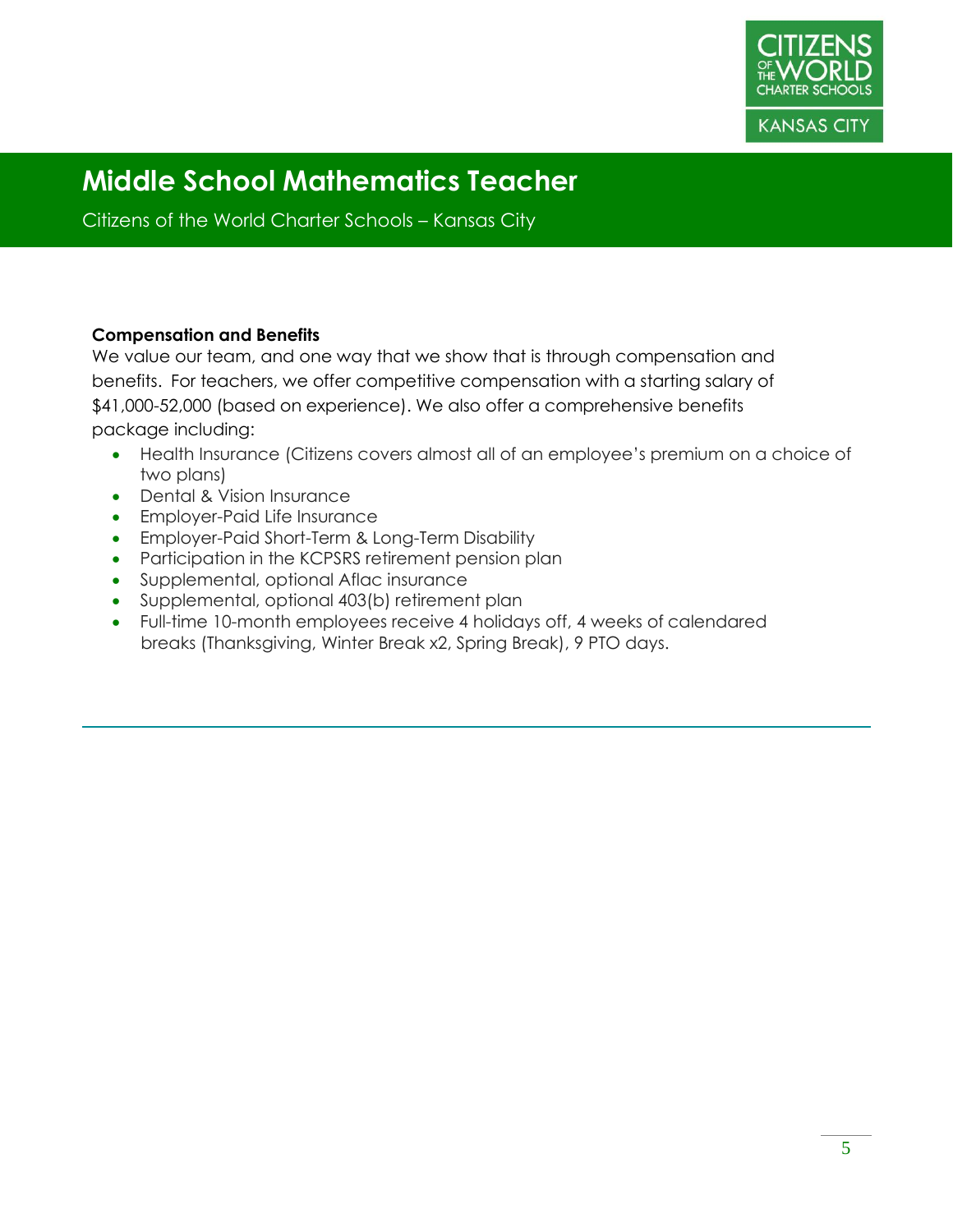# Middle School Mathematics Teacher

Citizens of the World Charter Schools – Kansas City

**Compensation and Benefits**

We value our team, and one way that we show that is through compensation and benefits. For teachers, we offer competitive compensation with a starting salary of $41,000-52,000 (based on experience). We also offer a comprehensive benefits package including:

- Health Insurance (Citizens covers almost all of an employee's premium on a choice of two plans)
- Dental & Vision Insurance
- Employer-Paid Life Insurance
- Employer-Paid Short-Term & Long-Term Disability
- Participation in the KCPSRS retirement pension plan
- Supplemental, optional Aflac insurance
- Supplemental, optional 403(b) retirement plan
- Full-time 10-month employees receive 4 holidays off, 4 weeks of calendared breaks (Thanksgiving, Winter Break x2, Spring Break), 9 PTO days.